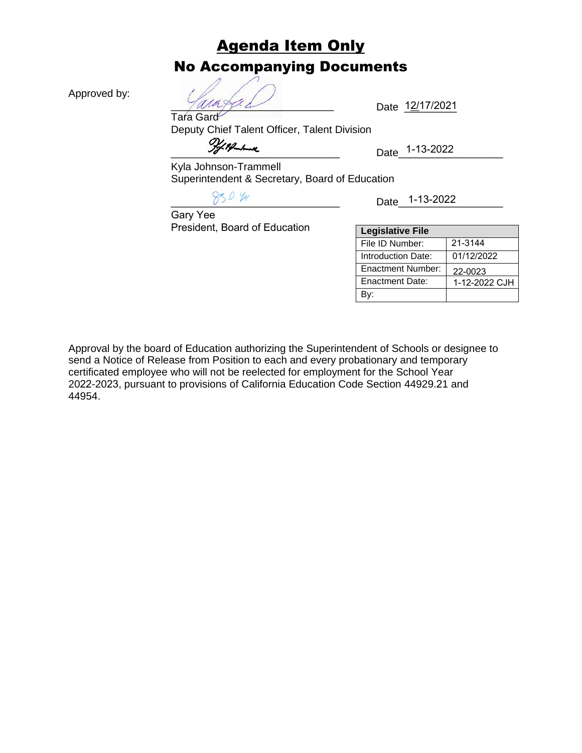# Agenda Item Only

## No Accompanying Documents

Approved by:

Tara Gard
Deputy Chief Talent Officer, Talent Division

Date 12/17/2021

Kyla Johnson-Trammell
Superintendent & Secretary, Board of Education

Date 1-13-2022

Gary Yee
President, Board of Education

Date 1-13-2022

| Legislative File | |
|---|---|
| File ID Number: | 21-3144 |
| Introduction Date: | 01/12/2022 |
| Enactment Number: | 22-0023 |
| Enactment Date: | 1-12-2022 CJH |
| By: | |

Approval by the board of Education authorizing the Superintendent of Schools or designee to send a Notice of Release from Position to each and every probationary and temporary certificated employee who will not be reelected for employment for the School Year 2022-2023, pursuant to provisions of California Education Code Section 44929.21 and 44954.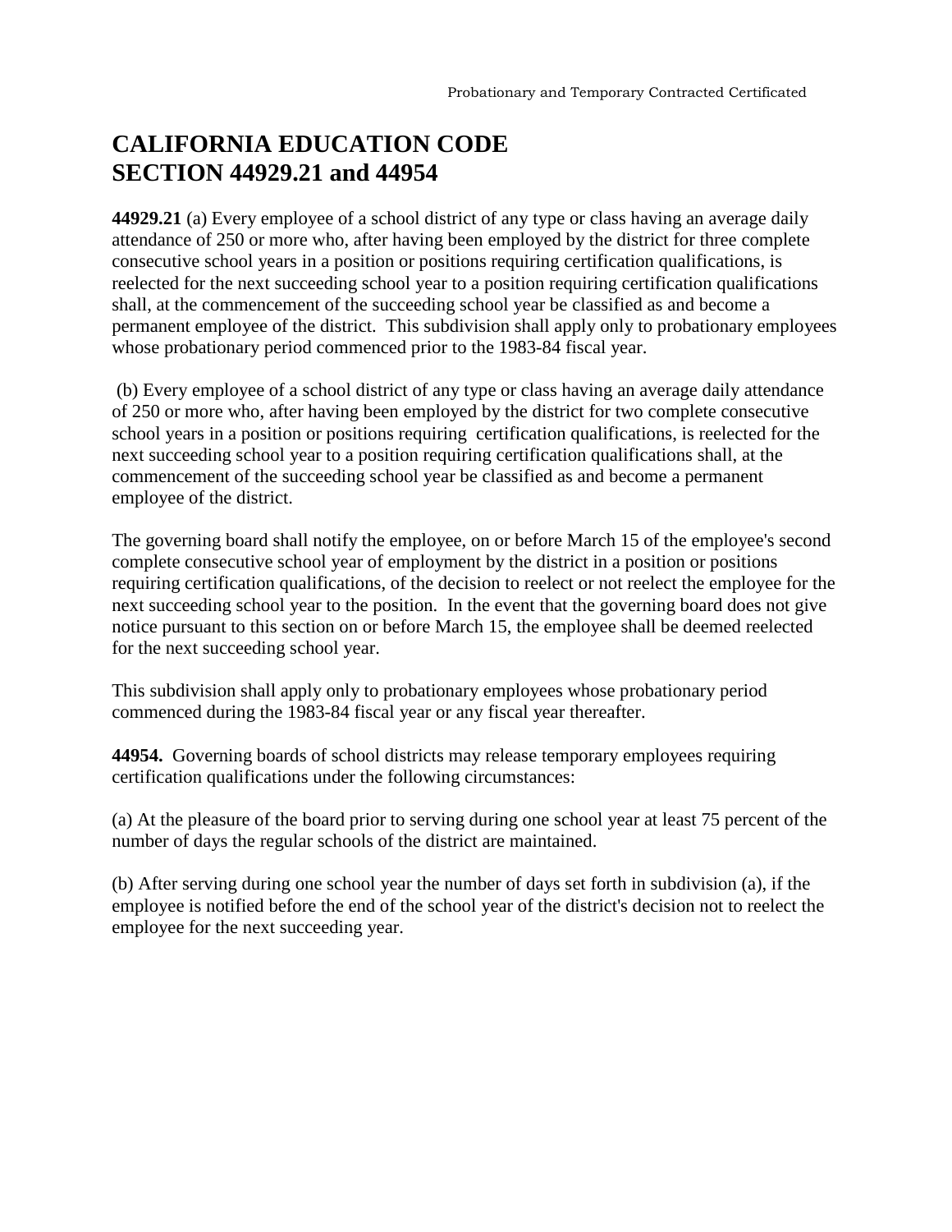# CALIFORNIA EDUCATION CODE SECTION 44929.21 and 44954

**44929.21** (a) Every employee of a school district of any type or class having an average daily attendance of 250 or more who, after having been employed by the district for three complete consecutive school years in a position or positions requiring certification qualifications, is reelected for the next succeeding school year to a position requiring certification qualifications shall, at the commencement of the succeeding school year be classified as and become a permanent employee of the district. This subdivision shall apply only to probationary employees whose probationary period commenced prior to the 1983-84 fiscal year.

(b) Every employee of a school district of any type or class having an average daily attendance of 250 or more who, after having been employed by the district for two complete consecutive school years in a position or positions requiring certification qualifications, is reelected for the next succeeding school year to a position requiring certification qualifications shall, at the commencement of the succeeding school year be classified as and become a permanent employee of the district.

The governing board shall notify the employee, on or before March 15 of the employee's second complete consecutive school year of employment by the district in a position or positions requiring certification qualifications, of the decision to reelect or not reelect the employee for the next succeeding school year to the position. In the event that the governing board does not give notice pursuant to this section on or before March 15, the employee shall be deemed reelected for the next succeeding school year.

This subdivision shall apply only to probationary employees whose probationary period commenced during the 1983-84 fiscal year or any fiscal year thereafter.

**44954.** Governing boards of school districts may release temporary employees requiring certification qualifications under the following circumstances:

(a) At the pleasure of the board prior to serving during one school year at least 75 percent of the number of days the regular schools of the district are maintained.

(b) After serving during one school year the number of days set forth in subdivision (a), if the employee is notified before the end of the school year of the district's decision not to reelect the employee for the next succeeding year.